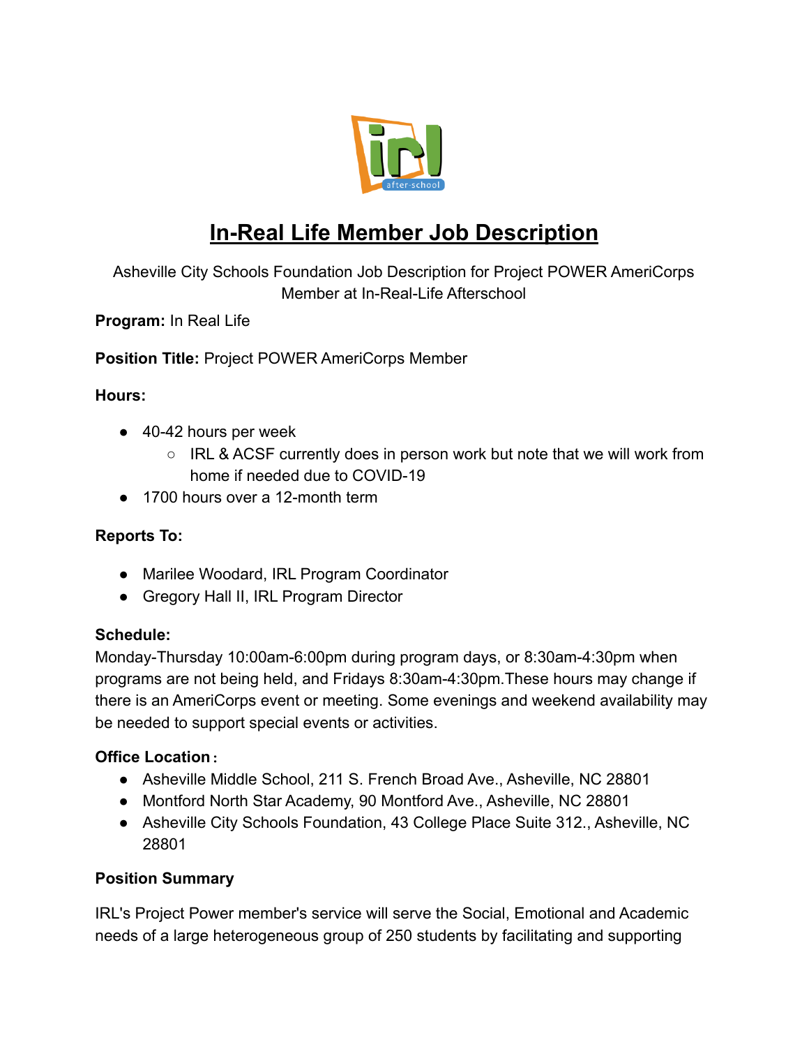# In-Real Life Member Job Description

Asheville City Schools Foundation Job Description for Project POWER AmeriCorps Member at In-Real-Life Afterschool

**Program:** In Real Life

**Position Title:** Project POWER AmeriCorps Member

**Hours:**

- 40-42 hours per week
  - IRL & ACSF currently does in person work but note that we will work from home if needed due to COVID-19
- 1700 hours over a 12-month term

**Reports To:**

- Marilee Woodard, IRL Program Coordinator
- Gregory Hall II, IRL Program Director

**Schedule:**
Monday-Thursday 10:00am-6:00pm during program days, or 8:30am-4:30pm when programs are not being held, and Fridays 8:30am-4:30pm.These hours may change if there is an AmeriCorps event or meeting. Some evenings and weekend availability may be needed to support special events or activities.

**Office Location:**

- Asheville Middle School, 211 S. French Broad Ave., Asheville, NC 28801
- Montford North Star Academy, 90 Montford Ave., Asheville, NC 28801
- Asheville City Schools Foundation, 43 College Place Suite 312., Asheville, NC 28801

**Position Summary**

IRL's Project Power member's service will serve the Social, Emotional and Academic needs of a large heterogeneous group of 250 students by facilitating and supporting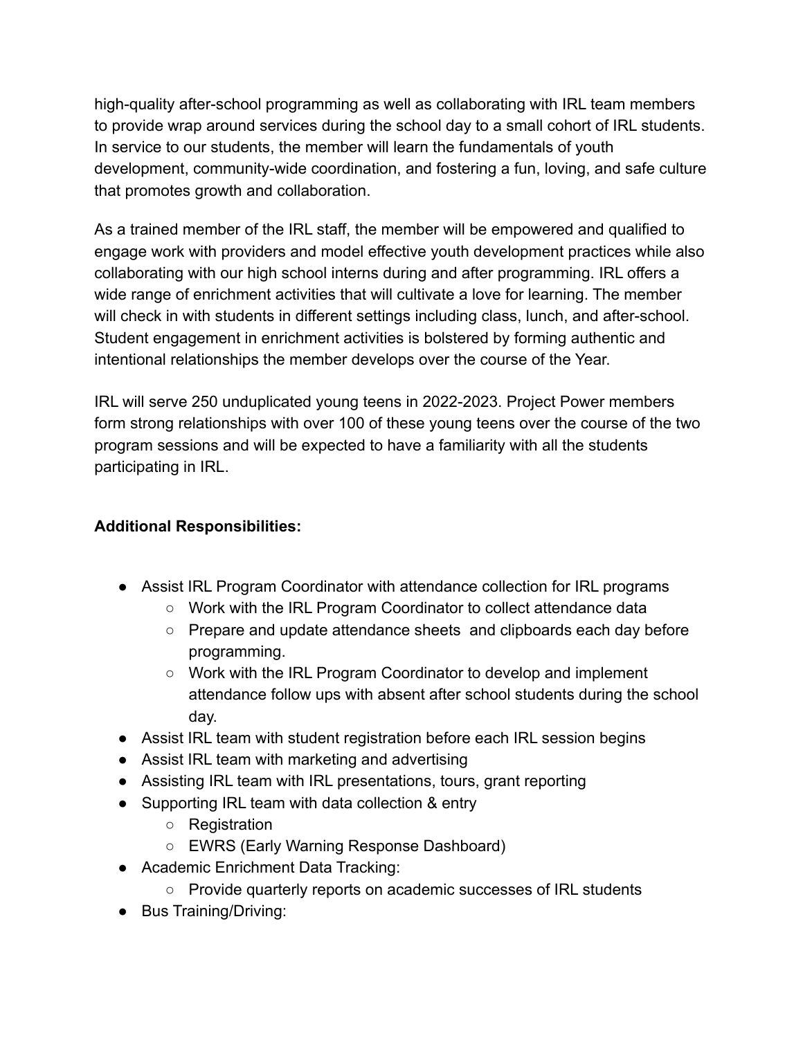high-quality after-school programming as well as collaborating with IRL team members to provide wrap around services during the school day to a small cohort of IRL students. In service to our students, the member will learn the fundamentals of youth development, community-wide coordination, and fostering a fun, loving, and safe culture that promotes growth and collaboration.

As a trained member of the IRL staff, the member will be empowered and qualified to engage work with providers and model effective youth development practices while also collaborating with our high school interns during and after programming. IRL offers a wide range of enrichment activities that will cultivate a love for learning. The member will check in with students in different settings including class, lunch, and after-school. Student engagement in enrichment activities is bolstered by forming authentic and intentional relationships the member develops over the course of the Year.

IRL will serve 250 unduplicated young teens in 2022-2023. Project Power members form strong relationships with over 100 of these young teens over the course of the two program sessions and will be expected to have a familiarity with all the students participating in IRL.

**Additional Responsibilities:**

- Assist IRL Program Coordinator with attendance collection for IRL programs
  - Work with the IRL Program Coordinator to collect attendance data
  - Prepare and update attendance sheets and clipboards each day before programming.
  - Work with the IRL Program Coordinator to develop and implement attendance follow ups with absent after school students during the school day.
- Assist IRL team with student registration before each IRL session begins
- Assist IRL team with marketing and advertising
- Assisting IRL team with IRL presentations, tours, grant reporting
- Supporting IRL team with data collection & entry
  - Registration
  - EWRS (Early Warning Response Dashboard)
- Academic Enrichment Data Tracking:
  - Provide quarterly reports on academic successes of IRL students
- Bus Training/Driving: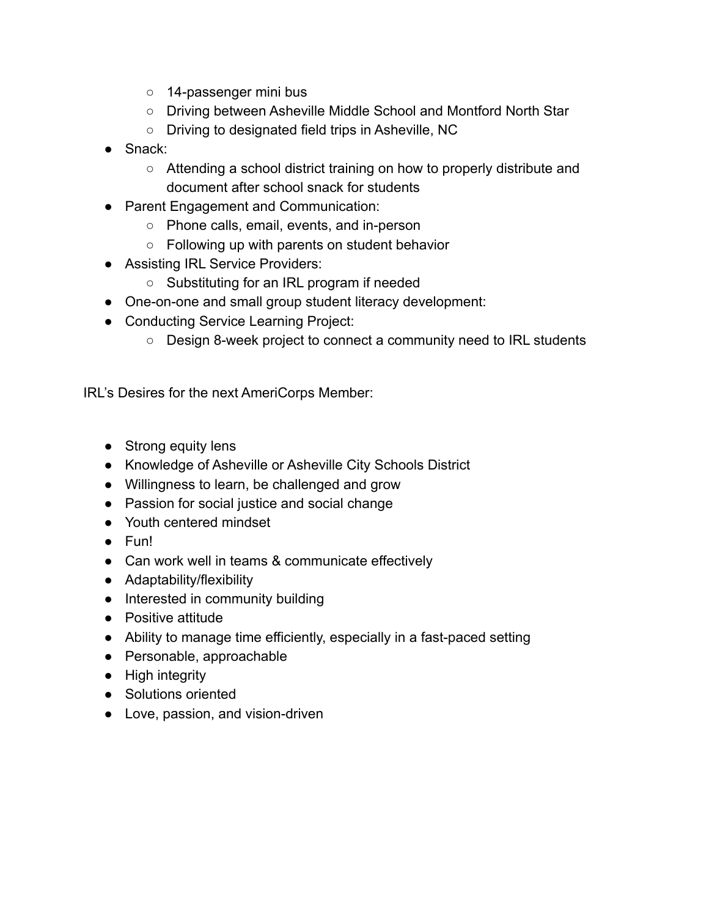- 14-passenger mini bus
    - Driving between Asheville Middle School and Montford North Star
    - Driving to designated field trips in Asheville, NC
- Snack:
    - Attending a school district training on how to properly distribute and document after school snack for students
- Parent Engagement and Communication:
    - Phone calls, email, events, and in-person
    - Following up with parents on student behavior
- Assisting IRL Service Providers:
    - Substituting for an IRL program if needed
- One-on-one and small group student literacy development:
- Conducting Service Learning Project:
    - Design 8-week project to connect a community need to IRL students

IRL's Desires for the next AmeriCorps Member:

- Strong equity lens
- Knowledge of Asheville or Asheville City Schools District
- Willingness to learn, be challenged and grow
- Passion for social justice and social change
- Youth centered mindset
- Fun!
- Can work well in teams & communicate effectively
- Adaptability/flexibility
- Interested in community building
- Positive attitude
- Ability to manage time efficiently, especially in a fast-paced setting
- Personable, approachable
- High integrity
- Solutions oriented
- Love, passion, and vision-driven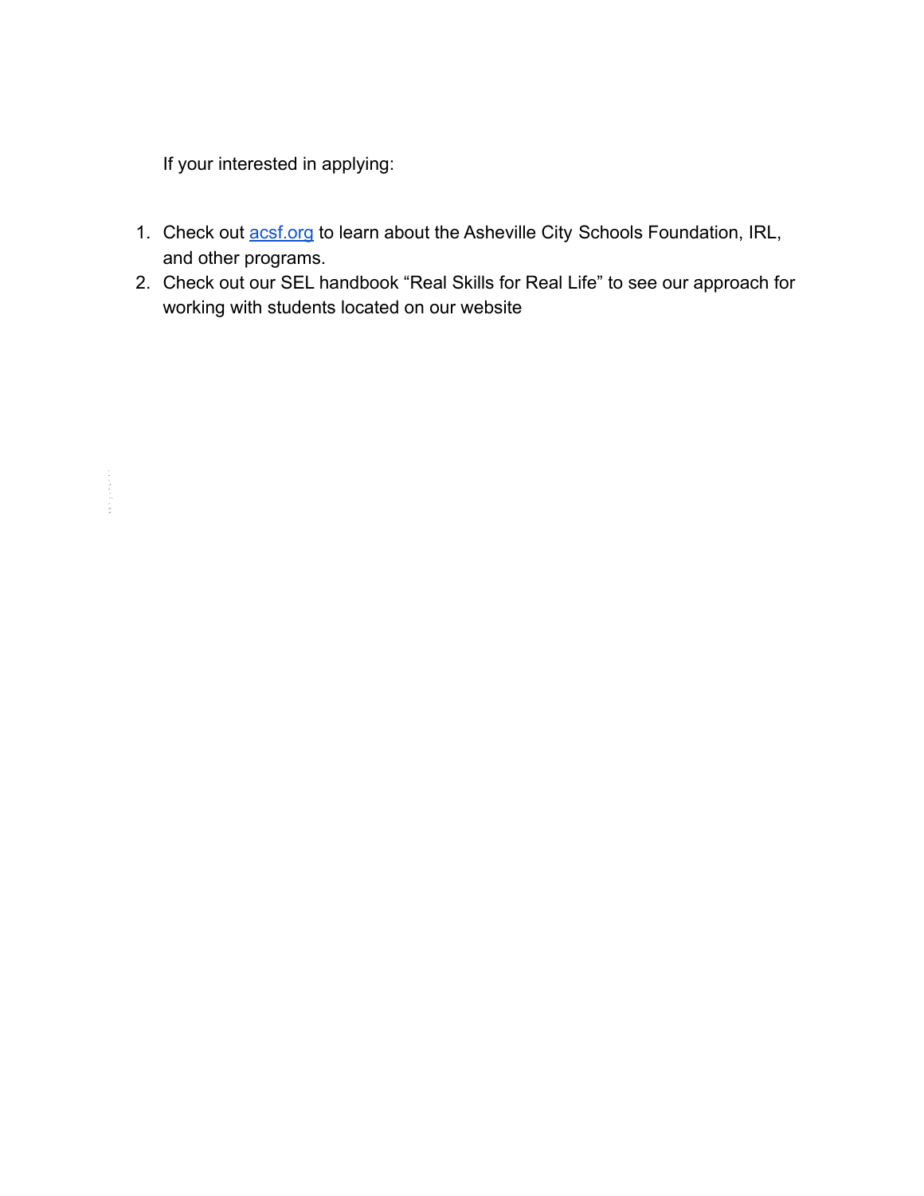If your interested in applying:

1. Check out [acsf.org](acsf.org) to learn about the Asheville City Schools Foundation, IRL, and other programs.
2. Check out our SEL handbook “Real Skills for Real Life” to see our approach for working with students located on our website